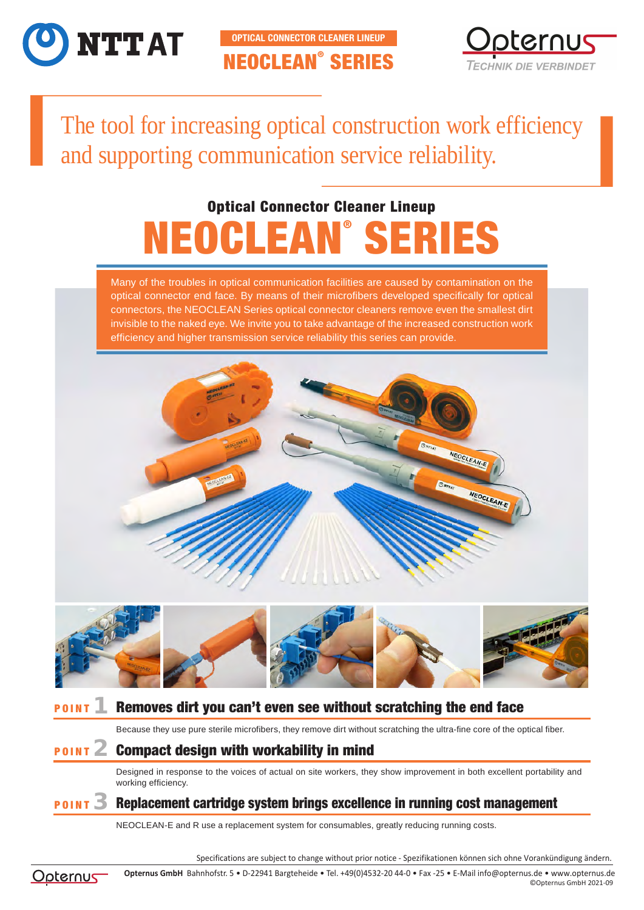OPTICAL CONNECTOR CLEANER LINEUP

NEOCLEAN® SERIES

# The tool for increasing optical construction work efficiency and supporting communication service reliability.

## Optical Connector Cleaner Lineup

# NEOCLEAN® SERIES

Many of the troubles in optical communication facilities are caused by contamination on the optical connector end face. By means of their microfibers developed specifically for optical connectors, the NEOCLEAN Series optical connector cleaners remove even the smallest dirt invisible to the naked eye. We invite you to take advantage of the increased construction work efficiency and higher transmission service reliability this series can provide.

### POINT 1 Removes dirt you can't even see without scratching the end face

Because they use pure sterile microfibers, they remove dirt without scratching the ultra-fine core of the optical fiber.

### POINT 2 Compact design with workability in mind

Designed in response to the voices of actual on site workers, they show improvement in both excellent portability and working efficiency.

### POINT 3 Replacement cartridge system brings excellence in running cost management

NEOCLEAN-E and R use a replacement system for consumables, greatly reducing running costs.

Specifications are subject to change without prior notice - Spezifikationen können sich ohne Vorankündigung ändern.

**Opternus GmbH** Bahnhofstr. 5 • D-22941 Bargteheide • Tel. +49(0)4532-20 44-0 • Fax -25 • E-Mail info@opternus.de • www.opternus.de
©Opternus GmbH 2021-09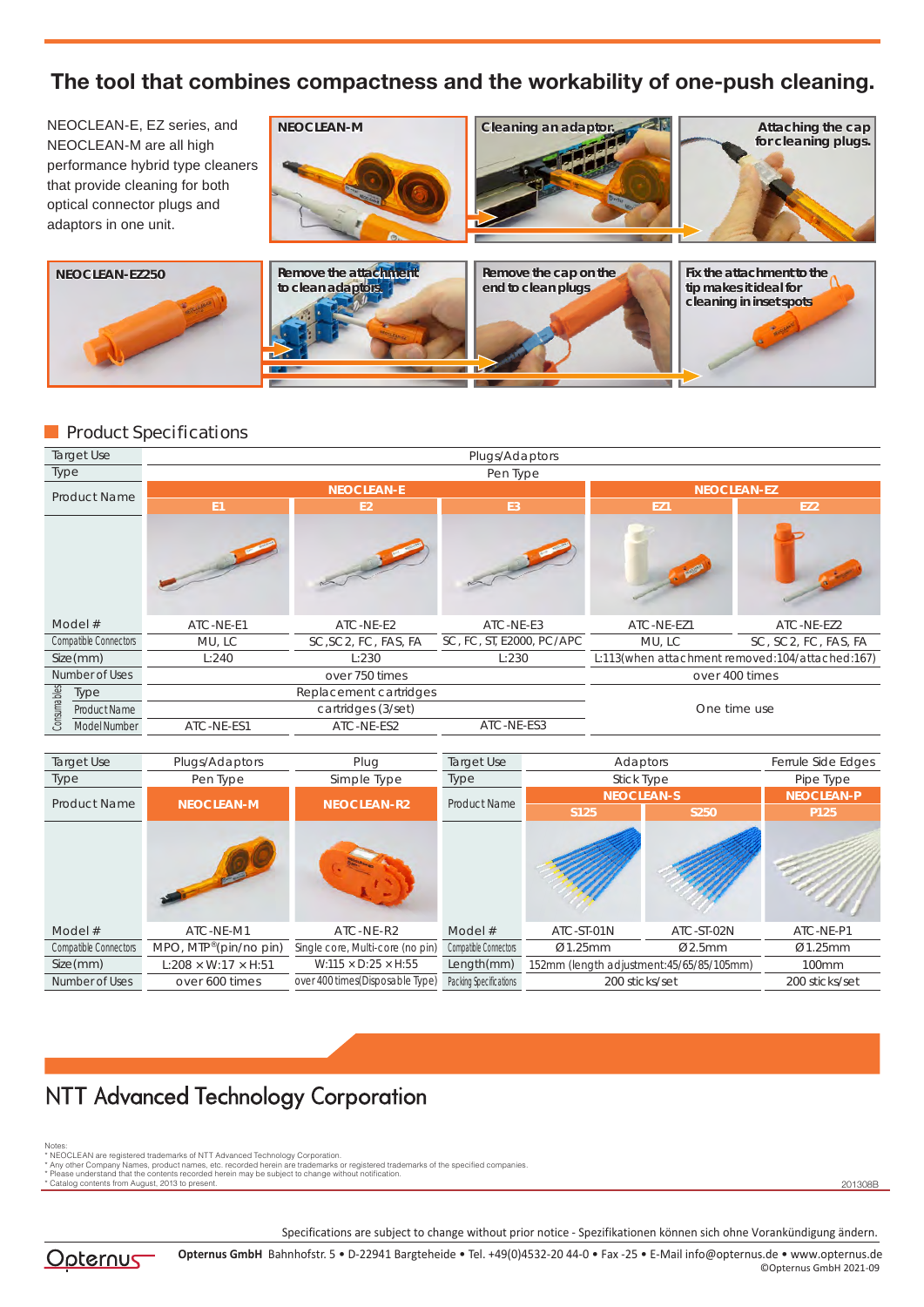# The tool that combines compactness and the workability of one-push cleaning.

NEOCLEAN-E, EZ series, and NEOCLEAN-M are all high performance hybrid type cleaners that provide cleaning for both optical connector plugs and adaptors in one unit.

NEOCLEAN-M

Cleaning an adaptor.

Attaching the cap for cleaning plugs.

NEOCLEAN-EZ250

Remove the attachment to clean adaptors.

Remove the cap on the end to clean plugs

Fix the attachment to the tip makes it ideal for cleaning in inset spots

## Product Specifications

| | | | | | |
|---|---|---|---|---|---|
| Target Use | Plugs/Adaptors | | | | |
| Type | Pen Type | | | | |
| Product Name | NEOCLEAN-E | | | NEOCLEAN-EZ | |
| | E1 | E2 | E3 | EZ1 | EZ2 |
| Model # | ATC-NE-E1 | ATC-NE-E2 | ATC-NE-E3 | ATC-NE-EZ1 | ATC-NE-EZ2 |
| Compatible Connectors | MU, LC | SC, SC2, FC, FAS, FA | SC, FC, ST, E2000, PC/APC | MU, LC | SC, SC2, FC, FAS, FA |
| Size (mm) | L:240 | L:230 | L:230 | L:113(when attachment removed:104/attached:167) | |
| Number of Uses | over 750 times | | | over 400 times | |
| Consumables: Type | Replacement cartridges | | | One time use | |
| Consumables: Product Name | cartridges (3/set) | | | | |
| Consumables: Model Number | ATC-NE-ES1 | ATC-NE-ES2 | ATC-NE-ES3 | | |

| | | |
|---|---|---|
| Target Use | Plugs/Adaptors | Plug |
| Type | Pen Type | Simple Type |
| Product Name | NEOCLEAN-M | NEOCLEAN-R2 |
| Model # | ATC-NE-M1 | ATC-NE-R2 |
| Compatible Connectors | MPO, MTP®(pin/no pin) | Single core, Multi-core (no pin) |
| Size (mm) | L:208 × W:17 × H:51 | W:115 × D:25 × H:55 |
| Number of Uses | over 600 times | over 400 times(Disposable Type) |

| | | | |
|---|---|---|---|
| Target Use | Adaptors | | Ferrule Side Edges |
| Type | Stick Type | | Pipe Type |
| Product Name | NEOCLEAN-S | | NEOCLEAN-P |
| | S125 | S250 | P125 |
| Model # | ATC-ST-01N | ATC-ST-02N | ATC-NE-P1 |
| Compatible Connectors | Ø1.25mm | Ø2.5mm | Ø1.25mm |
| Length(mm) | 152mm (length adjustment:45/65/85/105mm) | | 100mm |
| Packing Specifications | 200 sticks/set | | 200 sticks/set |

NTT Advanced Technology Corporation

Notes:
* NEOCLEAN are registered trademarks of NTT Advanced Technology Corporation.
* Any other Company Names, product names, etc. recorded herein are trademarks or registered trademarks of the specified companies.
* Please understand that the contents recorded herein may be subject to change without notification.
* Catalog contents from August, 2013 to present.

201308B

Specifications are subject to change without prior notice - Spezifikationen können sich ohne Vorankündigung ändern.

Opternus

**Opternus GmbH** Bahnhofstr. 5 • D-22941 Bargteheide • Tel. +49(0)4532-20 44-0 • Fax -25 • E-Mail info@opternus.de • www.opternus.de
©Opternus GmbH 2021-09